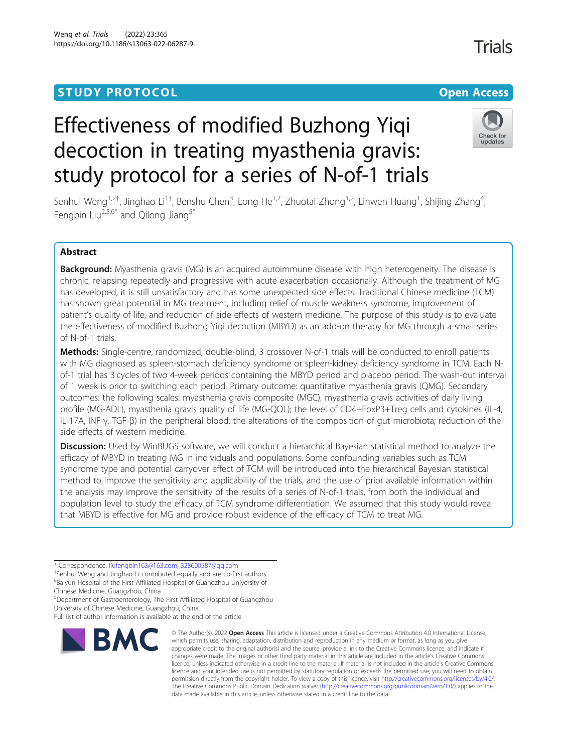STUDY PROTOCOL

Open Access

# Effectiveness of modified Buzhong Yiqi decoction in treating myasthenia gravis: study protocol for a series of N-of-1 trials

Senhui Weng[1,2†], Jinghao Li[1†], Benshu Chen[3], Long He[1,2], Zhuotai Zhong[1,2], Linwen Huang[1], Shijing Zhang[4], Fengbin Liu[2,5,6*] and Qilong Jiang[5*]

## Abstract

**Background:** Myasthenia gravis (MG) is an acquired autoimmune disease with high heterogeneity. The disease is chronic, relapsing repeatedly and progressive with acute exacerbation occasionally. Although the treatment of MG has developed, it is still unsatisfactory and has some unexpected side effects. Traditional Chinese medicine (TCM) has shown great potential in MG treatment, including relief of muscle weakness syndrome, improvement of patient's quality of life, and reduction of side effects of western medicine. The purpose of this study is to evaluate the effectiveness of modified Buzhong Yiqi decoction (MBYD) as an add-on therapy for MG through a small series of N-of-1 trials.

**Methods:** Single-centre, randomized, double-blind, 3 crossover N-of-1 trials will be conducted to enroll patients with MG diagnosed as spleen-stomach deficiency syndrome or spleen-kidney deficiency syndrome in TCM. Each N-of-1 trial has 3 cycles of two 4-week periods containing the MBYD period and placebo period. The wash-out interval of 1 week is prior to switching each period. Primary outcome: quantitative myasthenia gravis (QMG). Secondary outcomes: the following scales: myasthenia gravis composite (MGC), myasthenia gravis activities of daily living profile (MG-ADL), myasthenia gravis quality of life (MG-QOL); the level of CD4+FoxP3+Treg cells and cytokines (IL-4, IL-17A, INF-γ, TGF-β) in the peripheral blood; the alterations of the composition of gut microbiota; reduction of the side effects of western medicine.

**Discussion:** Used by WinBUGS software, we will conduct a hierarchical Bayesian statistical method to analyze the efficacy of MBYD in treating MG in individuals and populations. Some confounding variables such as TCM syndrome type and potential carryover effect of TCM will be introduced into the hierarchical Bayesian statistical method to improve the sensitivity and applicability of the trials, and the use of prior available information within the analysis may improve the sensitivity of the results of a series of N-of-1 trials, from both the individual and population level to study the efficacy of TCM syndrome differentiation. We assumed that this study would reveal that MBYD is effective for MG and provide robust evidence of the efficacy of TCM to treat MG.

---

* Correspondence: liufengbin163@163.com; 328600587@qq.com
†Senhui Weng and Jinghao Li contributed equally and are co-first authors.
[6]Baiyun Hospital of the First Affiliated Hospital of Guangzhou University of Chinese Medicine, Guangzhou, China
[5]Department of Gastroenterology, The First Affiliated Hospital of Guangzhou University of Chinese Medicine, Guangzhou, China
Full list of author information is available at the end of the article

© The Author(s). 2022 **Open Access** This article is licensed under a Creative Commons Attribution 4.0 International License, which permits use, sharing, adaptation, distribution and reproduction in any medium or format, as long as you give appropriate credit to the original author(s) and the source, provide a link to the Creative Commons licence, and indicate if changes were made. The images or other third party material in this article are included in the article's Creative Commons licence, unless indicated otherwise in a credit line to the material. If material is not included in the article's Creative Commons licence and your intended use is not permitted by statutory regulation or exceeds the permitted use, you will need to obtain permission directly from the copyright holder. To view a copy of this licence, visit http://creativecommons.org/licenses/by/4.0/. The Creative Commons Public Domain Dedication waiver (http://creativecommons.org/publicdomain/zero/1.0/) applies to the data made available in this article, unless otherwise stated in a credit line to the data.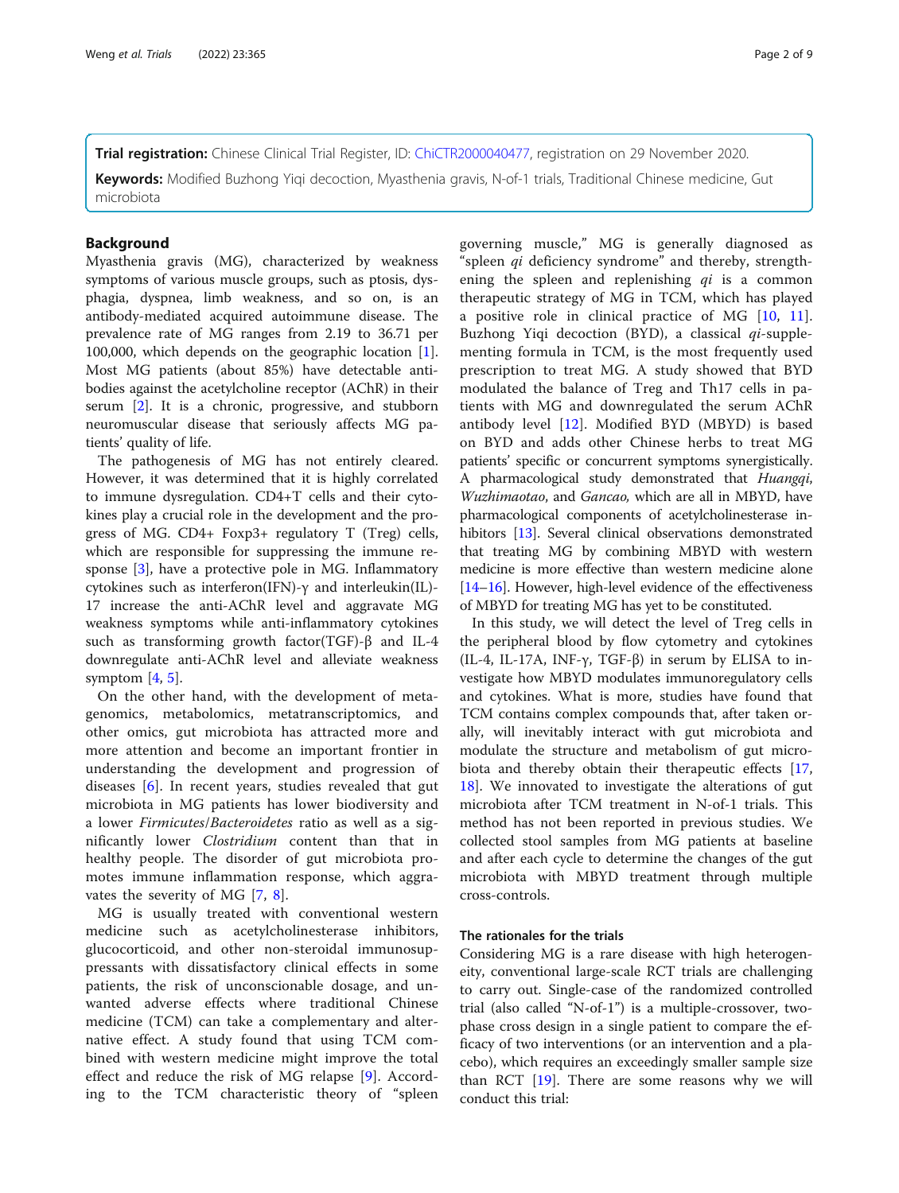**Trial registration:** Chinese Clinical Trial Register, ID: ChiCTR2000040477, registration on 29 November 2020.

**Keywords:** Modified Buzhong Yiqi decoction, Myasthenia gravis, N-of-1 trials, Traditional Chinese medicine, Gut microbiota

## Background

Myasthenia gravis (MG), characterized by weakness symptoms of various muscle groups, such as ptosis, dysphagia, dyspnea, limb weakness, and so on, is an antibody-mediated acquired autoimmune disease. The prevalence rate of MG ranges from 2.19 to 36.71 per 100,000, which depends on the geographic location [1]. Most MG patients (about 85%) have detectable antibodies against the acetylcholine receptor (AChR) in their serum [2]. It is a chronic, progressive, and stubborn neuromuscular disease that seriously affects MG patients' quality of life.

The pathogenesis of MG has not entirely cleared. However, it was determined that it is highly correlated to immune dysregulation. CD4+T cells and their cytokines play a crucial role in the development and the progress of MG. CD4+ Foxp3+ regulatory T (Treg) cells, which are responsible for suppressing the immune response [3], have a protective pole in MG. Inflammatory cytokines such as interferon(IFN)-γ and interleukin(IL)-17 increase the anti-AChR level and aggravate MG weakness symptoms while anti-inflammatory cytokines such as transforming growth factor(TGF)-β and IL-4 downregulate anti-AChR level and alleviate weakness symptom [4, 5].

On the other hand, with the development of metagenomics, metabolomics, metatranscriptomics, and other omics, gut microbiota has attracted more and more attention and become an important frontier in understanding the development and progression of diseases [6]. In recent years, studies revealed that gut microbiota in MG patients has lower biodiversity and a lower *Firmicutes*/*Bacteroidetes* ratio as well as a significantly lower *Clostridium* content than that in healthy people. The disorder of gut microbiota promotes immune inflammation response, which aggravates the severity of MG [7, 8].

MG is usually treated with conventional western medicine such as acetylcholinesterase inhibitors, glucocorticoid, and other non-steroidal immunosuppressants with dissatisfactory clinical effects in some patients, the risk of unconscionable dosage, and unwanted adverse effects where traditional Chinese medicine (TCM) can take a complementary and alternative effect. A study found that using TCM combined with western medicine might improve the total effect and reduce the risk of MG relapse [9]. According to the TCM characteristic theory of "spleen governing muscle," MG is generally diagnosed as "spleen *qi* deficiency syndrome" and thereby, strengthening the spleen and replenishing *qi* is a common therapeutic strategy of MG in TCM, which has played a positive role in clinical practice of MG [10, 11]. Buzhong Yiqi decoction (BYD), a classical *qi*-supplementing formula in TCM, is the most frequently used prescription to treat MG. A study showed that BYD modulated the balance of Treg and Th17 cells in patients with MG and downregulated the serum AChR antibody level [12]. Modified BYD (MBYD) is based on BYD and adds other Chinese herbs to treat MG patients' specific or concurrent symptoms synergistically. A pharmacological study demonstrated that *Huangqi*, *Wuzhimaotao*, and *Gancao*, which are all in MBYD, have pharmacological components of acetylcholinesterase inhibitors [13]. Several clinical observations demonstrated that treating MG by combining MBYD with western medicine is more effective than western medicine alone [14–16]. However, high-level evidence of the effectiveness of MBYD for treating MG has yet to be constituted.

In this study, we will detect the level of Treg cells in the peripheral blood by flow cytometry and cytokines (IL-4, IL-17A, INF-γ, TGF-β) in serum by ELISA to investigate how MBYD modulates immunoregulatory cells and cytokines. What is more, studies have found that TCM contains complex compounds that, after taken orally, will inevitably interact with gut microbiota and modulate the structure and metabolism of gut microbiota and thereby obtain their therapeutic effects [17, 18]. We innovated to investigate the alterations of gut microbiota after TCM treatment in N-of-1 trials. This method has not been reported in previous studies. We collected stool samples from MG patients at baseline and after each cycle to determine the changes of the gut microbiota with MBYD treatment through multiple cross-controls.

### The rationales for the trials

Considering MG is a rare disease with high heterogeneity, conventional large-scale RCT trials are challenging to carry out. Single-case of the randomized controlled trial (also called "N-of-1") is a multiple-crossover, two-phase cross design in a single patient to compare the efficacy of two interventions (or an intervention and a placebo), which requires an exceedingly smaller sample size than RCT [19]. There are some reasons why we will conduct this trial: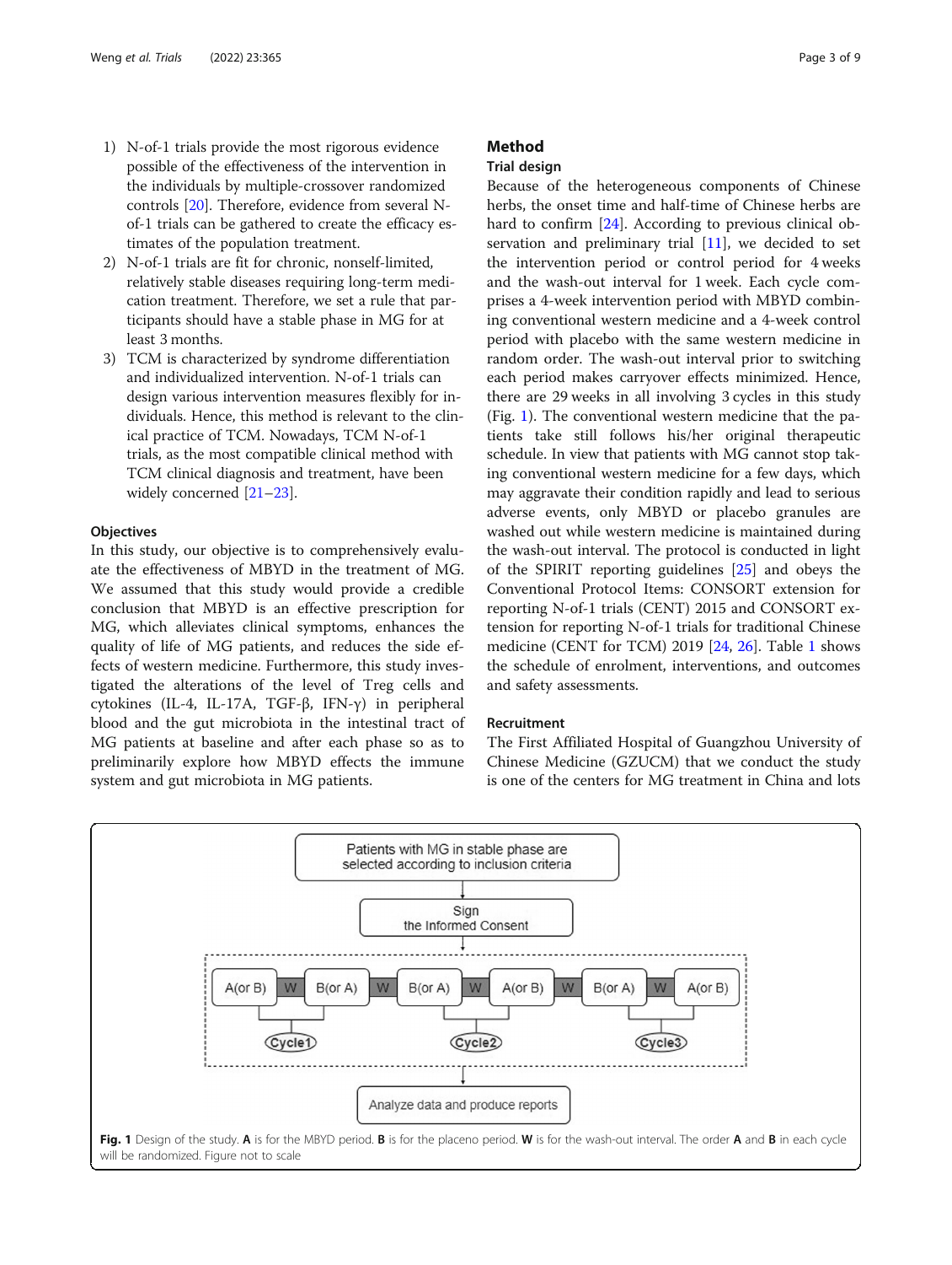1) N-of-1 trials provide the most rigorous evidence possible of the effectiveness of the intervention in the individuals by multiple-crossover randomized controls [20]. Therefore, evidence from several N-of-1 trials can be gathered to create the efficacy estimates of the population treatment.
2) N-of-1 trials are fit for chronic, nonself-limited, relatively stable diseases requiring long-term medication treatment. Therefore, we set a rule that participants should have a stable phase in MG for at least 3 months.
3) TCM is characterized by syndrome differentiation and individualized intervention. N-of-1 trials can design various intervention measures flexibly for individuals. Hence, this method is relevant to the clinical practice of TCM. Nowadays, TCM N-of-1 trials, as the most compatible clinical method with TCM clinical diagnosis and treatment, have been widely concerned [21–23].

### Objectives

In this study, our objective is to comprehensively evaluate the effectiveness of MBYD in the treatment of MG. We assumed that this study would provide a credible conclusion that MBYD is an effective prescription for MG, which alleviates clinical symptoms, enhances the quality of life of MG patients, and reduces the side effects of western medicine. Furthermore, this study investigated the alterations of the level of Treg cells and cytokines (IL-4, IL-17A, TGF-β, IFN-γ) in peripheral blood and the gut microbiota in the intestinal tract of MG patients at baseline and after each phase so as to preliminarily explore how MBYD effects the immune system and gut microbiota in MG patients.

## Method

### Trial design

Because of the heterogeneous components of Chinese herbs, the onset time and half-time of Chinese herbs are hard to confirm [24]. According to previous clinical observation and preliminary trial [11], we decided to set the intervention period or control period for 4 weeks and the wash-out interval for 1 week. Each cycle comprises a 4-week intervention period with MBYD combining conventional western medicine and a 4-week control period with placebo with the same western medicine in random order. The wash-out interval prior to switching each period makes carryover effects minimized. Hence, there are 29 weeks in all involving 3 cycles in this study (Fig. 1). The conventional western medicine that the patients take still follows his/her original therapeutic schedule. In view that patients with MG cannot stop taking conventional western medicine for a few days, which may aggravate their condition rapidly and lead to serious adverse events, only MBYD or placebo granules are washed out while western medicine is maintained during the wash-out interval. The protocol is conducted in light of the SPIRIT reporting guidelines [25] and obeys the Conventional Protocol Items: CONSORT extension for reporting N-of-1 trials (CENT) 2015 and CONSORT extension for reporting N-of-1 trials for traditional Chinese medicine (CENT for TCM) 2019 [24, 26]. Table 1 shows the schedule of enrolment, interventions, and outcomes and safety assessments.

### Recruitment

The First Affiliated Hospital of Guangzhou University of Chinese Medicine (GZUCM) that we conduct the study is one of the centers for MG treatment in China and lots

Patients with MG in stable phase are selected according to inclusion criteria → Sign the Informed Consent → A(or B) W B(or A) [Cycle1] W B(or A) W A(or B) [Cycle2] W B(or A) W A(or B) [Cycle3] → Analyze data and produce reports

**Fig. 1** Design of the study. **A** is for the MBYD period. **B** is for the placeno period. **W** is for the wash-out interval. The order **A** and **B** in each cycle will be randomized. Figure not to scale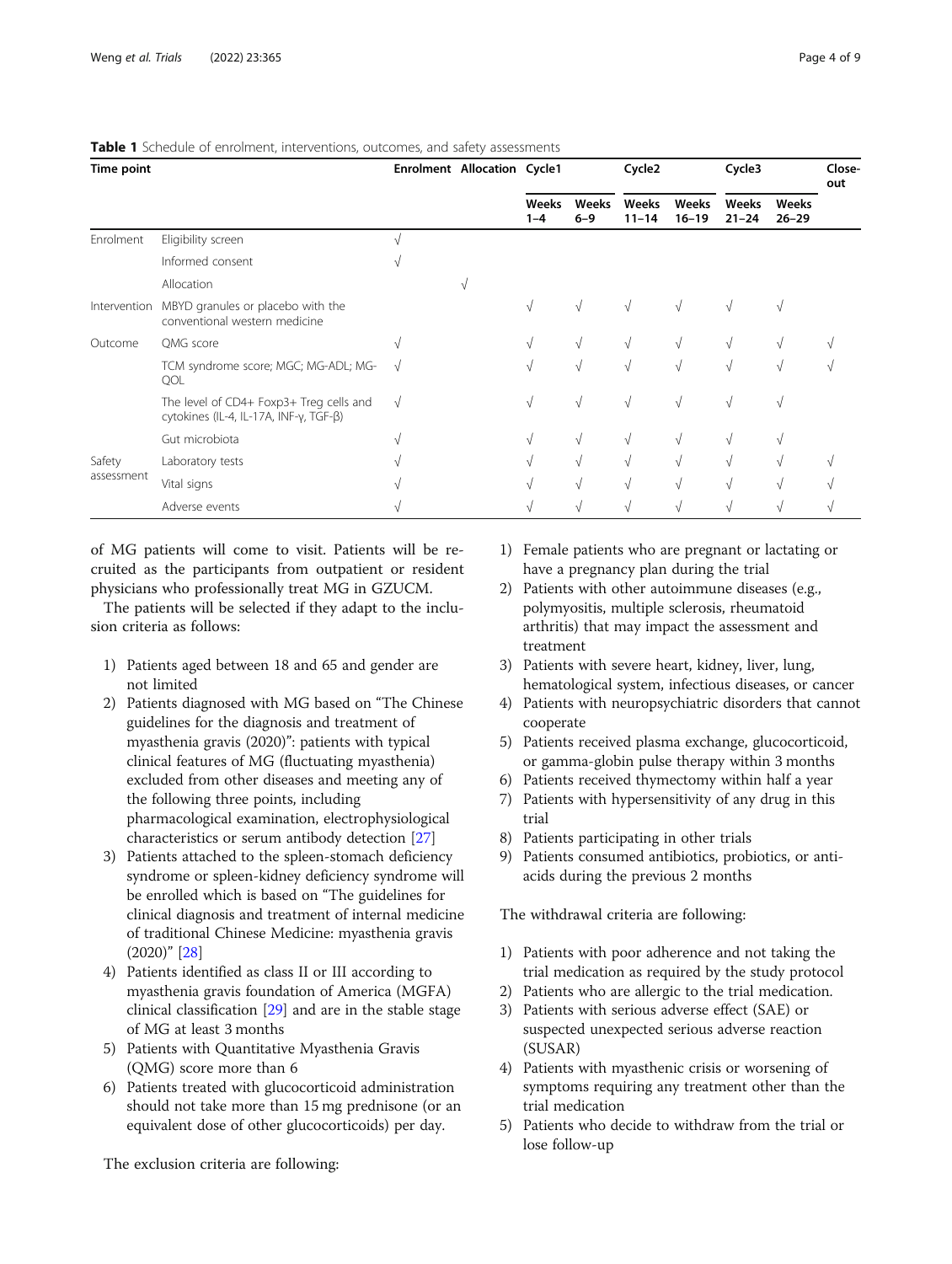**Table 1** Schedule of enrolment, interventions, outcomes, and safety assessments

| Time point | | Enrolment | Allocation | Cycle1 | | Cycle2 | | Cycle3 | | Close-out |
|---|---|---|---|---|---|---|---|---|---|---|
| | | | | Weeks 1–4 | Weeks 6–9 | Weeks 11–14 | Weeks 16–19 | Weeks 21–24 | Weeks 26–29 | |
| Enrolment | Eligibility screen | √ | | | | | | | | |
| | Informed consent | √ | | | | | | | | |
| | Allocation | | √ | | | | | | | |
| Intervention | MBYD granules or placebo with the conventional western medicine | | | √ | √ | √ | √ | √ | √ | |
| Outcome | QMG score | √ | | √ | √ | √ | √ | √ | √ | √ |
| | TCM syndrome score; MGC; MG-ADL; MG-QOL | √ | | √ | √ | √ | √ | √ | √ | √ |
| | The level of CD4+ Foxp3+ Treg cells and cytokines (IL-4, IL-17A, INF-γ, TGF-β) | √ | | √ | √ | √ | √ | √ | √ | |
| | Gut microbiota | √ | | √ | √ | √ | √ | √ | √ | |
| Safety assessment | Laboratory tests | √ | | √ | √ | √ | √ | √ | √ | √ |
| | Vital signs | √ | | √ | √ | √ | √ | √ | √ | √ |
| | Adverse events | √ | | √ | √ | √ | √ | √ | √ | √ |

of MG patients will come to visit. Patients will be recruited as the participants from outpatient or resident physicians who professionally treat MG in GZUCM.

The patients will be selected if they adapt to the inclusion criteria as follows:

1) Patients aged between 18 and 65 and gender are not limited
2) Patients diagnosed with MG based on "The Chinese guidelines for the diagnosis and treatment of myasthenia gravis (2020)": patients with typical clinical features of MG (fluctuating myasthenia) excluded from other diseases and meeting any of the following three points, including pharmacological examination, electrophysiological characteristics or serum antibody detection [27]
3) Patients attached to the spleen-stomach deficiency syndrome or spleen-kidney deficiency syndrome will be enrolled which is based on "The guidelines for clinical diagnosis and treatment of internal medicine of traditional Chinese Medicine: myasthenia gravis (2020)" [28]
4) Patients identified as class II or III according to myasthenia gravis foundation of America (MGFA) clinical classification [29] and are in the stable stage of MG at least 3 months
5) Patients with Quantitative Myasthenia Gravis (QMG) score more than 6
6) Patients treated with glucocorticoid administration should not take more than 15 mg prednisone (or an equivalent dose of other glucocorticoids) per day.

The exclusion criteria are following:

1) Female patients who are pregnant or lactating or have a pregnancy plan during the trial
2) Patients with other autoimmune diseases (e.g., polymyositis, multiple sclerosis, rheumatoid arthritis) that may impact the assessment and treatment
3) Patients with severe heart, kidney, liver, lung, hematological system, infectious diseases, or cancer
4) Patients with neuropsychiatric disorders that cannot cooperate
5) Patients received plasma exchange, glucocorticoid, or gamma-globin pulse therapy within 3 months
6) Patients received thymectomy within half a year
7) Patients with hypersensitivity of any drug in this trial
8) Patients participating in other trials
9) Patients consumed antibiotics, probiotics, or anti-acids during the previous 2 months

The withdrawal criteria are following:

1) Patients with poor adherence and not taking the trial medication as required by the study protocol
2) Patients who are allergic to the trial medication.
3) Patients with serious adverse effect (SAE) or suspected unexpected serious adverse reaction (SUSAR)
4) Patients with myasthenic crisis or worsening of symptoms requiring any treatment other than the trial medication
5) Patients who decide to withdraw from the trial or lose follow-up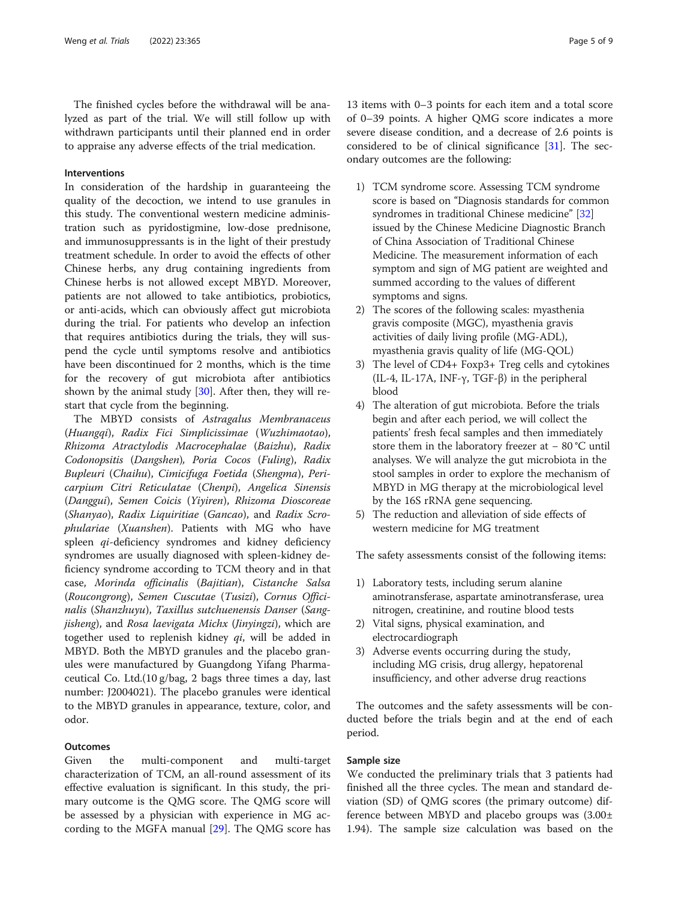The finished cycles before the withdrawal will be analyzed as part of the trial. We will still follow up with withdrawn participants until their planned end in order to appraise any adverse effects of the trial medication.

### Interventions

In consideration of the hardship in guaranteeing the quality of the decoction, we intend to use granules in this study. The conventional western medicine administration such as pyridostigmine, low-dose prednisone, and immunosuppressants is in the light of their prestudy treatment schedule. In order to avoid the effects of other Chinese herbs, any drug containing ingredients from Chinese herbs is not allowed except MBYD. Moreover, patients are not allowed to take antibiotics, probiotics, or anti-acids, which can obviously affect gut microbiota during the trial. For patients who develop an infection that requires antibiotics during the trials, they will suspend the cycle until symptoms resolve and antibiotics have been discontinued for 2 months, which is the time for the recovery of gut microbiota after antibiotics shown by the animal study [30]. After then, they will restart that cycle from the beginning.

The MBYD consists of *Astragalus Membranaceus* (*Huangqi*), *Radix Fici Simplicissimae* (*Wuzhimaotao*), *Rhizoma Atractylodis Macrocephalae* (*Baizhu*), *Radix Codonopsitis* (*Dangshen*), *Poria Cocos* (*Fuling*), *Radix Bupleuri* (*Chaihu*), *Cimicifuga Foetida* (*Shengma*), *Pericarpium Citri Reticulatae* (*Chenpi*), *Angelica Sinensis* (*Danggui*), *Semen Coicis* (*Yiyiren*), *Rhizoma Dioscoreae* (*Shanyao*), *Radix Liquiritiae* (*Gancao*), and *Radix Scrophulariae* (*Xuanshen*). Patients with MG who have spleen *qi*-deficiency syndromes and kidney deficiency syndromes are usually diagnosed with spleen-kidney deficiency syndrome according to TCM theory and in that case, *Morinda officinalis* (*Bajitian*), *Cistanche Salsa* (*Roucongrong*), *Semen Cuscutae* (*Tusizi*), *Cornus Officinalis* (*Shanzhuyu*), *Taxillus sutchuenensis Danser* (*Sangjisheng*), and *Rosa laevigata Michx* (*Jinyingzi*), which are together used to replenish kidney *qi*, will be added in MBYD. Both the MBYD granules and the placebo granules were manufactured by Guangdong Yifang Pharmaceutical Co. Ltd.(10 g/bag, 2 bags three times a day, last number: J2004021). The placebo granules were identical to the MBYD granules in appearance, texture, color, and odor.

### Outcomes

Given the multi-component and multi-target characterization of TCM, an all-round assessment of its effective evaluation is significant. In this study, the primary outcome is the QMG score. The QMG score will be assessed by a physician with experience in MG according to the MGFA manual [29]. The QMG score has 13 items with 0–3 points for each item and a total score of 0–39 points. A higher QMG score indicates a more severe disease condition, and a decrease of 2.6 points is considered to be of clinical significance [31]. The secondary outcomes are the following:

1) TCM syndrome score. Assessing TCM syndrome score is based on "Diagnosis standards for common syndromes in traditional Chinese medicine" [32] issued by the Chinese Medicine Diagnostic Branch of China Association of Traditional Chinese Medicine. The measurement information of each symptom and sign of MG patient are weighted and summed according to the values of different symptoms and signs.
2) The scores of the following scales: myasthenia gravis composite (MGC), myasthenia gravis activities of daily living profile (MG-ADL), myasthenia gravis quality of life (MG-QOL)
3) The level of CD4+ Foxp3+ Treg cells and cytokines (IL-4, IL-17A, INF-γ, TGF-β) in the peripheral blood
4) The alteration of gut microbiota. Before the trials begin and after each period, we will collect the patients' fresh fecal samples and then immediately store them in the laboratory freezer at − 80 °C until analyses. We will analyze the gut microbiota in the stool samples in order to explore the mechanism of MBYD in MG therapy at the microbiological level by the 16S rRNA gene sequencing.
5) The reduction and alleviation of side effects of western medicine for MG treatment

The safety assessments consist of the following items:

1) Laboratory tests, including serum alanine aminotransferase, aspartate aminotransferase, urea nitrogen, creatinine, and routine blood tests
2) Vital signs, physical examination, and electrocardiograph
3) Adverse events occurring during the study, including MG crisis, drug allergy, hepatorenal insufficiency, and other adverse drug reactions

The outcomes and the safety assessments will be conducted before the trials begin and at the end of each period.

### Sample size

We conducted the preliminary trials that 3 patients had finished all the three cycles. The mean and standard deviation (SD) of QMG scores (the primary outcome) difference between MBYD and placebo groups was ($3.00 \pm 1.94$). The sample size calculation was based on the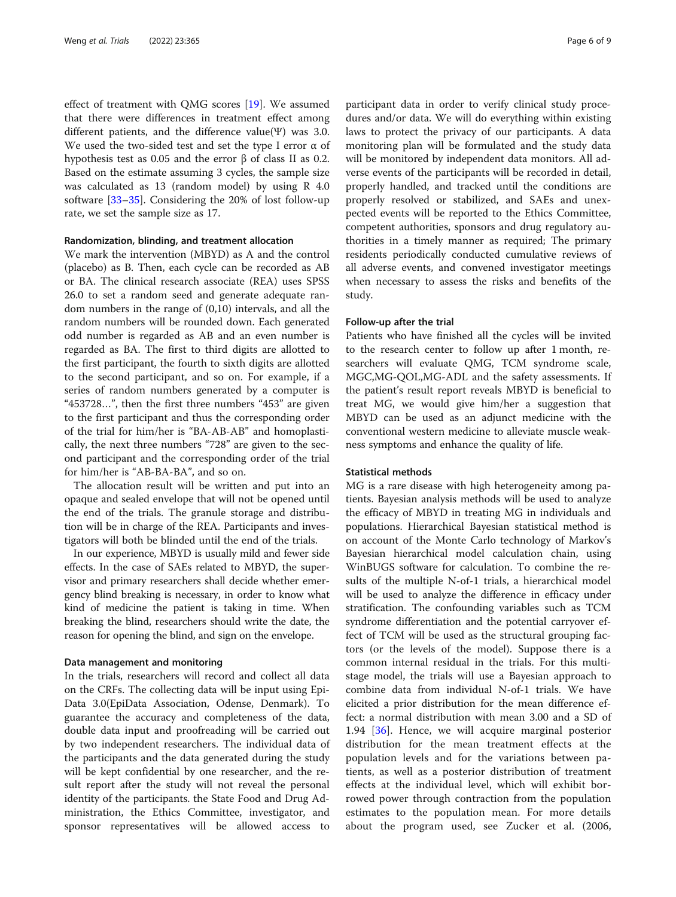effect of treatment with QMG scores [19]. We assumed that there were differences in treatment effect among different patients, and the difference value(Ψ) was 3.0. We used the two-sided test and set the type I error α of hypothesis test as 0.05 and the error β of class II as 0.2. Based on the estimate assuming 3 cycles, the sample size was calculated as 13 (random model) by using R 4.0 software [33–35]. Considering the 20% of lost follow-up rate, we set the sample size as 17.

#### Randomization, blinding, and treatment allocation

We mark the intervention (MBYD) as A and the control (placebo) as B. Then, each cycle can be recorded as AB or BA. The clinical research associate (REA) uses SPSS 26.0 to set a random seed and generate adequate random numbers in the range of (0,10) intervals, and all the random numbers will be rounded down. Each generated odd number is regarded as AB and an even number is regarded as BA. The first to third digits are allotted to the first participant, the fourth to sixth digits are allotted to the second participant, and so on. For example, if a series of random numbers generated by a computer is "453728…", then the first three numbers "453" are given to the first participant and thus the corresponding order of the trial for him/her is "BA-AB-AB" and homoplastically, the next three numbers "728" are given to the second participant and the corresponding order of the trial for him/her is "AB-BA-BA", and so on.

The allocation result will be written and put into an opaque and sealed envelope that will not be opened until the end of the trials. The granule storage and distribution will be in charge of the REA. Participants and investigators will both be blinded until the end of the trials.

In our experience, MBYD is usually mild and fewer side effects. In the case of SAEs related to MBYD, the supervisor and primary researchers shall decide whether emergency blind breaking is necessary, in order to know what kind of medicine the patient is taking in time. When breaking the blind, researchers should write the date, the reason for opening the blind, and sign on the envelope.

#### Data management and monitoring

In the trials, researchers will record and collect all data on the CRFs. The collecting data will be input using Epi-Data 3.0(EpiData Association, Odense, Denmark). To guarantee the accuracy and completeness of the data, double data input and proofreading will be carried out by two independent researchers. The individual data of the participants and the data generated during the study will be kept confidential by one researcher, and the result report after the study will not reveal the personal identity of the participants. the State Food and Drug Administration, the Ethics Committee, investigator, and sponsor representatives will be allowed access to participant data in order to verify clinical study procedures and/or data. We will do everything within existing laws to protect the privacy of our participants. A data monitoring plan will be formulated and the study data will be monitored by independent data monitors. All adverse events of the participants will be recorded in detail, properly handled, and tracked until the conditions are properly resolved or stabilized, and SAEs and unexpected events will be reported to the Ethics Committee, competent authorities, sponsors and drug regulatory authorities in a timely manner as required; The primary residents periodically conducted cumulative reviews of all adverse events, and convened investigator meetings when necessary to assess the risks and benefits of the study.

#### Follow-up after the trial

Patients who have finished all the cycles will be invited to the research center to follow up after 1 month, researchers will evaluate QMG, TCM syndrome scale, MGC,MG-QOL,MG-ADL and the safety assessments. If the patient's result report reveals MBYD is beneficial to treat MG, we would give him/her a suggestion that MBYD can be used as an adjunct medicine with the conventional western medicine to alleviate muscle weakness symptoms and enhance the quality of life.

#### Statistical methods

MG is a rare disease with high heterogeneity among patients. Bayesian analysis methods will be used to analyze the efficacy of MBYD in treating MG in individuals and populations. Hierarchical Bayesian statistical method is on account of the Monte Carlo technology of Markov's Bayesian hierarchical model calculation chain, using WinBUGS software for calculation. To combine the results of the multiple N-of-1 trials, a hierarchical model will be used to analyze the difference in efficacy under stratification. The confounding variables such as TCM syndrome differentiation and the potential carryover effect of TCM will be used as the structural grouping factors (or the levels of the model). Suppose there is a common internal residual in the trials. For this multistage model, the trials will use a Bayesian approach to combine data from individual N-of-1 trials. We have elicited a prior distribution for the mean difference effect: a normal distribution with mean 3.00 and a SD of 1.94 [36]. Hence, we will acquire marginal posterior distribution for the mean treatment effects at the population levels and for the variations between patients, as well as a posterior distribution of treatment effects at the individual level, which will exhibit borrowed power through contraction from the population estimates to the population mean. For more details about the program used, see Zucker et al. (2006,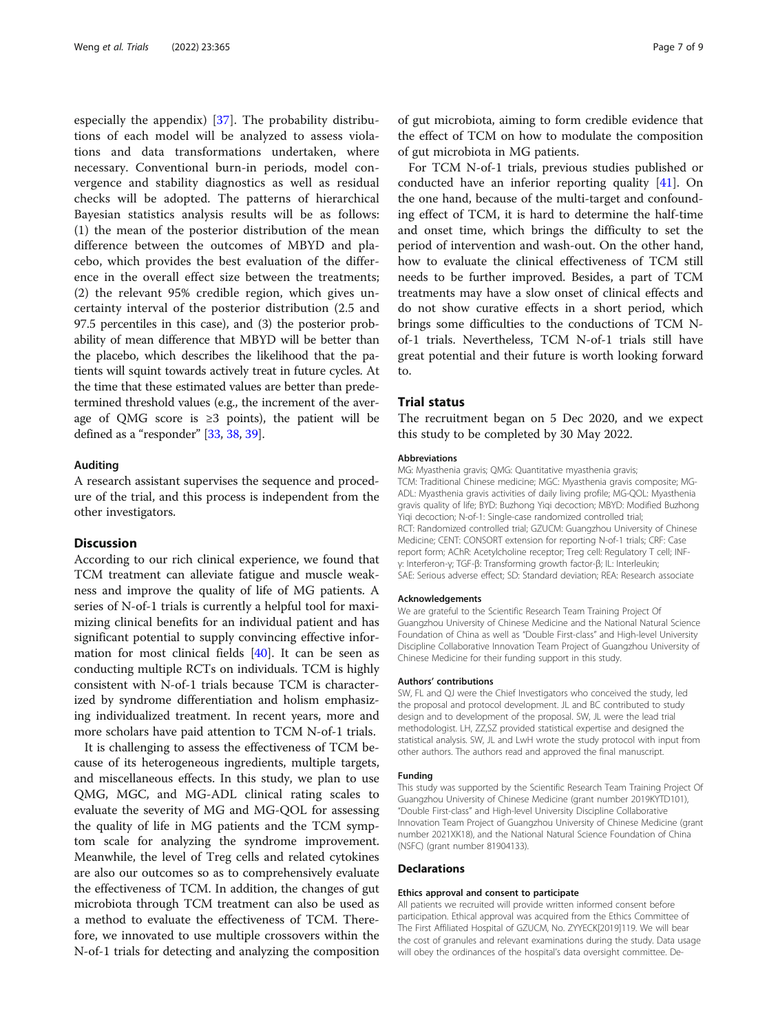especially the appendix) [37]. The probability distributions of each model will be analyzed to assess violations and data transformations undertaken, where necessary. Conventional burn-in periods, model convergence and stability diagnostics as well as residual checks will be adopted. The patterns of hierarchical Bayesian statistics analysis results will be as follows: (1) the mean of the posterior distribution of the mean difference between the outcomes of MBYD and placebo, which provides the best evaluation of the difference in the overall effect size between the treatments; (2) the relevant 95% credible region, which gives uncertainty interval of the posterior distribution (2.5 and 97.5 percentiles in this case), and (3) the posterior probability of mean difference that MBYD will be better than the placebo, which describes the likelihood that the patients will squint towards actively treat in future cycles. At the time that these estimated values are better than predetermined threshold values (e.g., the increment of the average of QMG score is ≥3 points), the patient will be defined as a "responder" [33, 38, 39].

### Auditing

A research assistant supervises the sequence and procedure of the trial, and this process is independent from the other investigators.

## Discussion

According to our rich clinical experience, we found that TCM treatment can alleviate fatigue and muscle weakness and improve the quality of life of MG patients. A series of N-of-1 trials is currently a helpful tool for maximizing clinical benefits for an individual patient and has significant potential to supply convincing effective information for most clinical fields [40]. It can be seen as conducting multiple RCTs on individuals. TCM is highly consistent with N-of-1 trials because TCM is characterized by syndrome differentiation and holism emphasizing individualized treatment. In recent years, more and more scholars have paid attention to TCM N-of-1 trials.

It is challenging to assess the effectiveness of TCM because of its heterogeneous ingredients, multiple targets, and miscellaneous effects. In this study, we plan to use QMG, MGC, and MG-ADL clinical rating scales to evaluate the severity of MG and MG-QOL for assessing the quality of life in MG patients and the TCM symptom scale for analyzing the syndrome improvement. Meanwhile, the level of Treg cells and related cytokines are also our outcomes so as to comprehensively evaluate the effectiveness of TCM. In addition, the changes of gut microbiota through TCM treatment can also be used as a method to evaluate the effectiveness of TCM. Therefore, we innovated to use multiple crossovers within the N-of-1 trials for detecting and analyzing the composition of gut microbiota, aiming to form credible evidence that the effect of TCM on how to modulate the composition of gut microbiota in MG patients.

For TCM N-of-1 trials, previous studies published or conducted have an inferior reporting quality [41]. On the one hand, because of the multi-target and confounding effect of TCM, it is hard to determine the half-time and onset time, which brings the difficulty to set the period of intervention and wash-out. On the other hand, how to evaluate the clinical effectiveness of TCM still needs to be further improved. Besides, a part of TCM treatments may have a slow onset of clinical effects and do not show curative effects in a short period, which brings some difficulties to the conductions of TCM N-of-1 trials. Nevertheless, TCM N-of-1 trials still have great potential and their future is worth looking forward to.

## Trial status

The recruitment began on 5 Dec 2020, and we expect this study to be completed by 30 May 2022.

#### Abbreviations

MG: Myasthenia gravis; QMG: Quantitative myasthenia gravis; TCM: Traditional Chinese medicine; MGC: Myasthenia gravis composite; MG-ADL: Myasthenia gravis activities of daily living profile; MG-QOL: Myasthenia gravis quality of life; BYD: Buzhong Yiqi decoction; MBYD: Modified Buzhong Yiqi decoction; N-of-1: Single-case randomized controlled trial; RCT: Randomized controlled trial; GZUCM: Guangzhou University of Chinese Medicine; CENT: CONSORT extension for reporting N-of-1 trials; CRF: Case report form; AChR: Acetylcholine receptor; Treg cell: Regulatory T cell; INF-γ: Interferon-γ; TGF-β: Transforming growth factor-β; IL: Interleukin; SAE: Serious adverse effect; SD: Standard deviation; REA: Research associate

#### Acknowledgements

We are grateful to the Scientific Research Team Training Project Of Guangzhou University of Chinese Medicine and the National Natural Science Foundation of China as well as "Double First-class" and High-level University Discipline Collaborative Innovation Team Project of Guangzhou University of Chinese Medicine for their funding support in this study.

#### Authors' contributions

SW, FL and QJ were the Chief Investigators who conceived the study, led the proposal and protocol development. JL and BC contributed to study design and to development of the proposal. SW, JL were the lead trial methodologist. LH, ZZ,SZ provided statistical expertise and designed the statistical analysis. SW, JL and LwH wrote the study protocol with input from other authors. The authors read and approved the final manuscript.

#### Funding

This study was supported by the Scientific Research Team Training Project Of Guangzhou University of Chinese Medicine (grant number 2019KYTD101), "Double First-class" and High-level University Discipline Collaborative Innovation Team Project of Guangzhou University of Chinese Medicine (grant number 2021XK18), and the National Natural Science Foundation of China (NSFC) (grant number 81904133).

## Declarations

#### Ethics approval and consent to participate

All patients we recruited will provide written informed consent before participation. Ethical approval was acquired from the Ethics Committee of The First Affiliated Hospital of GZUCM, No. ZYYECK[2019]119. We will bear the cost of granules and relevant examinations during the study. Data usage will obey the ordinances of the hospital's data oversight committee. De-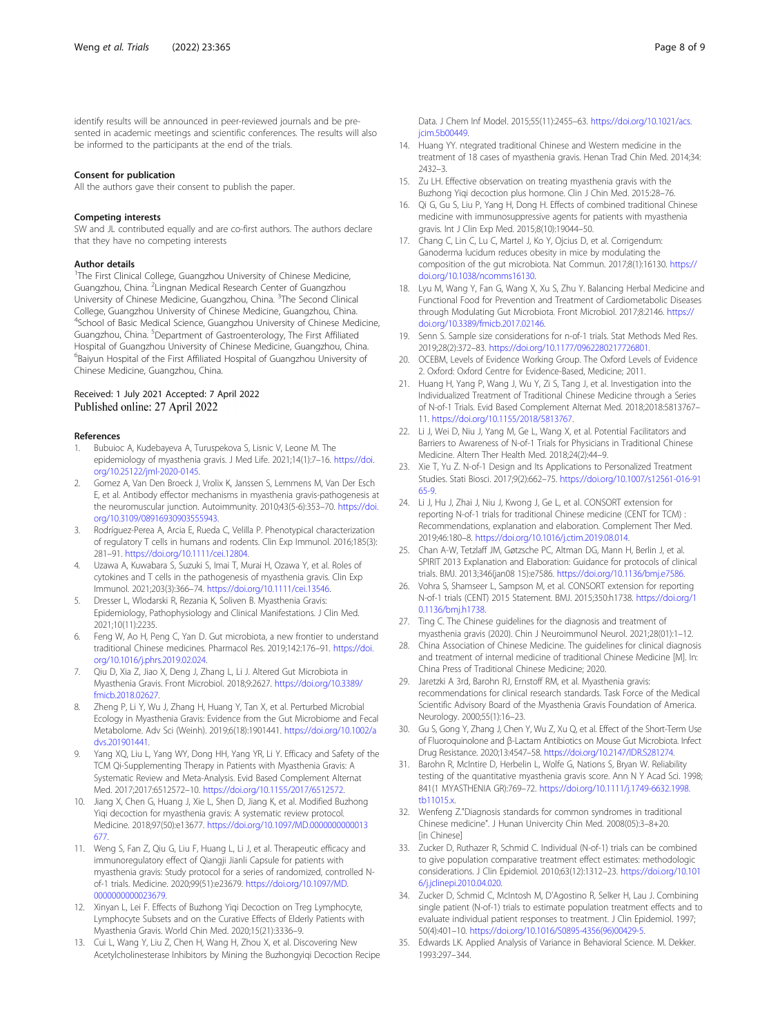identify results will be announced in peer-reviewed journals and be presented in academic meetings and scientific conferences. The results will also be informed to the participants at the end of the trials.

### Consent for publication

All the authors gave their consent to publish the paper.

### Competing interests

SW and JL contributed equally and are co-first authors. The authors declare that they have no competing interests

### Author details

[1]The First Clinical College, Guangzhou University of Chinese Medicine, Guangzhou, China. [2]Lingnan Medical Research Center of Guangzhou University of Chinese Medicine, Guangzhou, China. [3]The Second Clinical College, Guangzhou University of Chinese Medicine, Guangzhou, China. [4]School of Basic Medical Science, Guangzhou University of Chinese Medicine, Guangzhou, China. [5]Department of Gastroenterology, The First Affiliated Hospital of Guangzhou University of Chinese Medicine, Guangzhou, China. [6]Baiyun Hospital of the First Affiliated Hospital of Guangzhou University of Chinese Medicine, Guangzhou, China.

Received: 1 July 2021 Accepted: 7 April 2022
Published online: 27 April 2022

### References

1. Bubuioc A, Kudebayeva A, Turuspekova S, Lisnic V, Leone M. The epidemiology of myasthenia gravis. J Med Life. 2021;14(1):7–16. https://doi.org/10.25122/jml-2020-0145.
2. Gomez A, Van Den Broeck J, Vrolix K, Janssen S, Lemmens M, Van Der Esch E, et al. Antibody effector mechanisms in myasthenia gravis-pathogenesis at the neuromuscular junction. Autoimmunity. 2010;43(5-6):353–70. https://doi.org/10.3109/08916930903555943.
3. Rodríguez-Perea A, Arcia E, Rueda C, Velilla P. Phenotypical characterization of regulatory T cells in humans and rodents. Clin Exp Immunol. 2016;185(3):281–91. https://doi.org/10.1111/cei.12804.
4. Uzawa A, Kuwabara S, Suzuki S, Imai T, Murai H, Ozawa Y, et al. Roles of cytokines and T cells in the pathogenesis of myasthenia gravis. Clin Exp Immunol. 2021;203(3):366–74. https://doi.org/10.1111/cei.13546.
5. Dresser L, Wlodarski R, Rezania K, Soliven B. Myasthenia Gravis: Epidemiology, Pathophysiology and Clinical Manifestations. J Clin Med. 2021;10(11):2235.
6. Feng W, Ao H, Peng C, Yan D. Gut microbiota, a new frontier to understand traditional Chinese medicines. Pharmacol Res. 2019;142:176–91. https://doi.org/10.1016/j.phrs.2019.02.024.
7. Qiu D, Xia Z, Jiao X, Deng J, Zhang L, Li J. Altered Gut Microbiota in Myasthenia Gravis. Front Microbiol. 2018;9:2627. https://doi.org/10.3389/fmicb.2018.02627.
8. Zheng P, Li Y, Wu J, Zhang H, Huang Y, Tan X, et al. Perturbed Microbial Ecology in Myasthenia Gravis: Evidence from the Gut Microbiome and Fecal Metabolome. Adv Sci (Weinh). 2019;6(18):1901441. https://doi.org/10.1002/advs.201901441.
9. Yang XQ, Liu L, Yang WY, Dong HH, Yang YR, Li Y. Efficacy and Safety of the TCM Qi-Supplementing Therapy in Patients with Myasthenia Gravis: A Systematic Review and Meta-Analysis. Evid Based Complement Alternat Med. 2017;2017:6512572–10. https://doi.org/10.1155/2017/6512572.
10. Jiang X, Chen G, Huang J, Xie L, Shen D, Jiang K, et al. Modified Buzhong Yiqi decoction for myasthenia gravis: A systematic review protocol. Medicine. 2018;97(50):e13677. https://doi.org/10.1097/MD.0000000000013677.
11. Weng S, Fan Z, Qiu G, Liu F, Huang L, Li J, et al. Therapeutic efficacy and immunoregulatory effect of Qiangji Jianli Capsule for patients with myasthenia gravis: Study protocol for a series of randomized, controlled N-of-1 trials. Medicine. 2020;99(51):e23679. https://doi.org/10.1097/MD.0000000000023679.
12. Xinyan L, Lei F. Effects of Buzhong Yiqi Decoction on Treg Lymphocyte, Lymphocyte Subsets and on the Curative Effects of Elderly Patients with Myasthenia Gravis. World Chin Med. 2020;15(21):3336–9.
13. Cui L, Wang Y, Liu Z, Chen H, Wang H, Zhou X, et al. Discovering New Acetylcholinesterase Inhibitors by Mining the Buzhongyiqi Decoction Recipe Data. J Chem Inf Model. 2015;55(11):2455–63. https://doi.org/10.1021/acs.jcim.5b00449.
14. Huang YY. ntegrated traditional Chinese and Western medicine in the treatment of 18 cases of myasthenia gravis. Henan Trad Chin Med. 2014;34:2432–3.
15. Zu LH. Effective observation on treating myasthenia gravis with the Buzhong Yiqi decoction plus hormone. Clin J Chin Med. 2015:28–76.
16. Qi G, Gu S, Liu P, Yang H, Dong H. Effects of combined traditional Chinese medicine with immunosuppressive agents for patients with myasthenia gravis. Int J Clin Exp Med. 2015;8(10):19044–50.
17. Chang C, Lin C, Lu C, Martel J, Ko Y, Ojcius D, et al. Corrigendum: Ganoderma lucidum reduces obesity in mice by modulating the composition of the gut microbiota. Nat Commun. 2017;8(1):16130. https://doi.org/10.1038/ncomms16130.
18. Lyu M, Wang Y, Fan G, Wang X, Xu S, Zhu Y. Balancing Herbal Medicine and Functional Food for Prevention and Treatment of Cardiometabolic Diseases through Modulating Gut Microbiota. Front Microbiol. 2017;8:2146. https://doi.org/10.3389/fmicb.2017.02146.
19. Senn S. Sample size considerations for n-of-1 trials. Stat Methods Med Res. 2019;28(2):372–83. https://doi.org/10.1177/0962280217726801.
20. OCEBM, Levels of Evidence Working Group. The Oxford Levels of Evidence 2. Oxford: Oxford Centre for Evidence-Based, Medicine; 2011.
21. Huang H, Yang P, Wang J, Wu Y, Zi S, Tang J, et al. Investigation into the Individualized Treatment of Traditional Chinese Medicine through a Series of N-of-1 Trials. Evid Based Complement Alternat Med. 2018;2018:5813767–11. https://doi.org/10.1155/2018/5813767.
22. Li J, Wei D, Niu J, Yang M, Ge L, Wang X, et al. Potential Facilitators and Barriers to Awareness of N-of-1 Trials for Physicians in Traditional Chinese Medicine. Altern Ther Health Med. 2018;24(2):44–9.
23. Xie T, Yu Z. N-of-1 Design and Its Applications to Personalized Treatment Studies. Stati Biosci. 2017;9(2):662–75. https://doi.org/10.1007/s12561-016-9165-9.
24. Li J, Hu J, Zhai J, Niu J, Kwong J, Ge L, et al. CONSORT extension for reporting N-of-1 trials for traditional Chinese medicine (CENT for TCM) : Recommendations, explanation and elaboration. Complement Ther Med. 2019;46:180–8. https://doi.org/10.1016/j.ctim.2019.08.014.
25. Chan A-W, Tetzlaff JM, Gøtzsche PC, Altman DG, Mann H, Berlin J, et al. SPIRIT 2013 Explanation and Elaboration: Guidance for protocols of clinical trials. BMJ. 2013;346(jan08 15):e7586. https://doi.org/10.1136/bmj.e7586.
26. Vohra S, Shamseer L, Sampson M, et al. CONSORT extension for reporting N-of-1 trials (CENT) 2015 Statement. BMJ. 2015;350:h1738. https://doi.org/10.1136/bmj.h1738.
27. Ting C. The Chinese guidelines for the diagnosis and treatment of myasthenia gravis (2020). Chin J Neuroimmunol Neurol. 2021;28(01):1–12.
28. China Association of Chinese Medicine. The guidelines for clinical diagnosis and treatment of internal medicine of traditional Chinese Medicine [M]. In: China Press of Traditional Chinese Medicine; 2020.
29. Jaretzki A 3rd, Barohn RJ, Ernstoff RM, et al. Myasthenia gravis: recommendations for clinical research standards. Task Force of the Medical Scientific Advisory Board of the Myasthenia Gravis Foundation of America. Neurology. 2000;55(1):16–23.
30. Gu S, Gong Y, Zhang J, Chen Y, Wu Z, Xu Q, et al. Effect of the Short-Term Use of Fluoroquinolone and β-Lactam Antibiotics on Mouse Gut Microbiota. Infect Drug Resistance. 2020;13:4547–58. https://doi.org/10.2147/IDR.S281274.
31. Barohn R, McIntire D, Herbelin L, Wolfe G, Nations S, Bryan W. Reliability testing of the quantitative myasthenia gravis score. Ann N Y Acad Sci. 1998; 841(1 MYASTHENIA GR):769–72. https://doi.org/10.1111/j.1749-6632.1998.tb11015.x.
32. Wenfeng Z."Diagnosis standards for common syndromes in traditional Chinese medicine". J Hunan Univercity Chin Med. 2008(05):3–8+20. [in Chinese]
33. Zucker D, Ruthazer R, Schmid C. Individual (N-of-1) trials can be combined to give population comparative treatment effect estimates: methodologic considerations. J Clin Epidemiol. 2010;63(12):1312–23. https://doi.org/10.1016/j.jclinepi.2010.04.020.
34. Zucker D, Schmid C, McIntosh M, D'Agostino R, Selker H, Lau J. Combining single patient (N-of-1) trials to estimate population treatment effects and to evaluate individual patient responses to treatment. J Clin Epidemiol. 1997; 50(4):401–10. https://doi.org/10.1016/S0895-4356(96)00429-5.
35. Edwards LK. Applied Analysis of Variance in Behavioral Science. M. Dekker. 1993:297–344.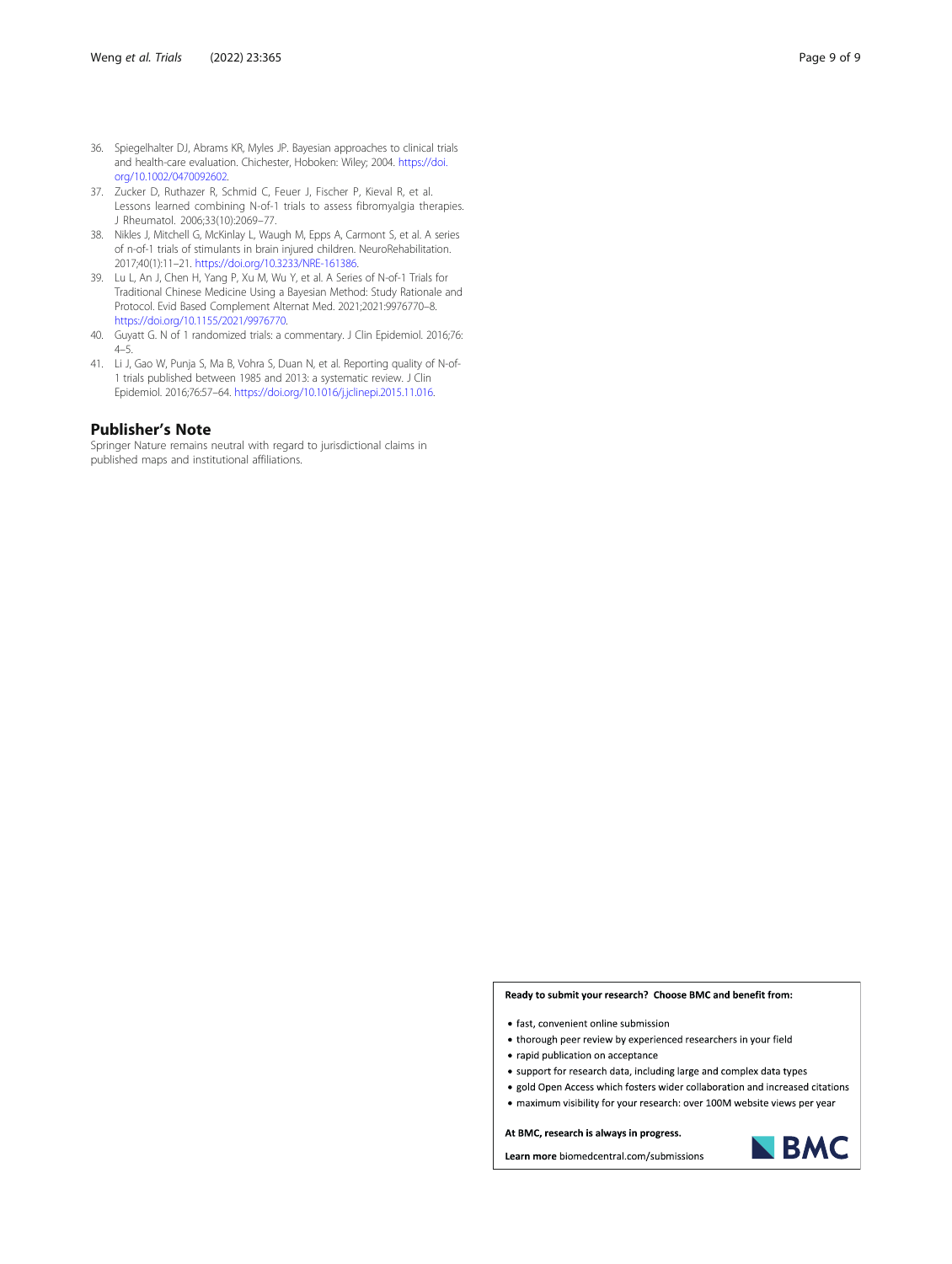36. Spiegelhalter DJ, Abrams KR, Myles JP. Bayesian approaches to clinical trials and health-care evaluation. Chichester, Hoboken: Wiley; 2004. https://doi.org/10.1002/0470092602.
37. Zucker D, Ruthazer R, Schmid C, Feuer J, Fischer P, Kieval R, et al. Lessons learned combining N-of-1 trials to assess fibromyalgia therapies. J Rheumatol. 2006;33(10):2069–77.
38. Nikles J, Mitchell G, McKinlay L, Waugh M, Epps A, Carmont S, et al. A series of n-of-1 trials of stimulants in brain injured children. NeuroRehabilitation. 2017;40(1):11–21. https://doi.org/10.3233/NRE-161386.
39. Lu L, An J, Chen H, Yang P, Xu M, Wu Y, et al. A Series of N-of-1 Trials for Traditional Chinese Medicine Using a Bayesian Method: Study Rationale and Protocol. Evid Based Complement Alternat Med. 2021;2021:9976770–8. https://doi.org/10.1155/2021/9976770.
40. Guyatt G. N of 1 randomized trials: a commentary. J Clin Epidemiol. 2016;76: 4–5.
41. Li J, Gao W, Punja S, Ma B, Vohra S, Duan N, et al. Reporting quality of N-of-1 trials published between 1985 and 2013: a systematic review. J Clin Epidemiol. 2016;76:57–64. https://doi.org/10.1016/j.jclinepi.2015.11.016.

## Publisher's Note

Springer Nature remains neutral with regard to jurisdictional claims in published maps and institutional affiliations.

**Ready to submit your research? Choose BMC and benefit from:**

- fast, convenient online submission
- thorough peer review by experienced researchers in your field
- rapid publication on acceptance
- support for research data, including large and complex data types
- gold Open Access which fosters wider collaboration and increased citations
- maximum visibility for your research: over 100M website views per year

**At BMC, research is always in progress.**

**Learn more** biomedcentral.com/submissions

BMC